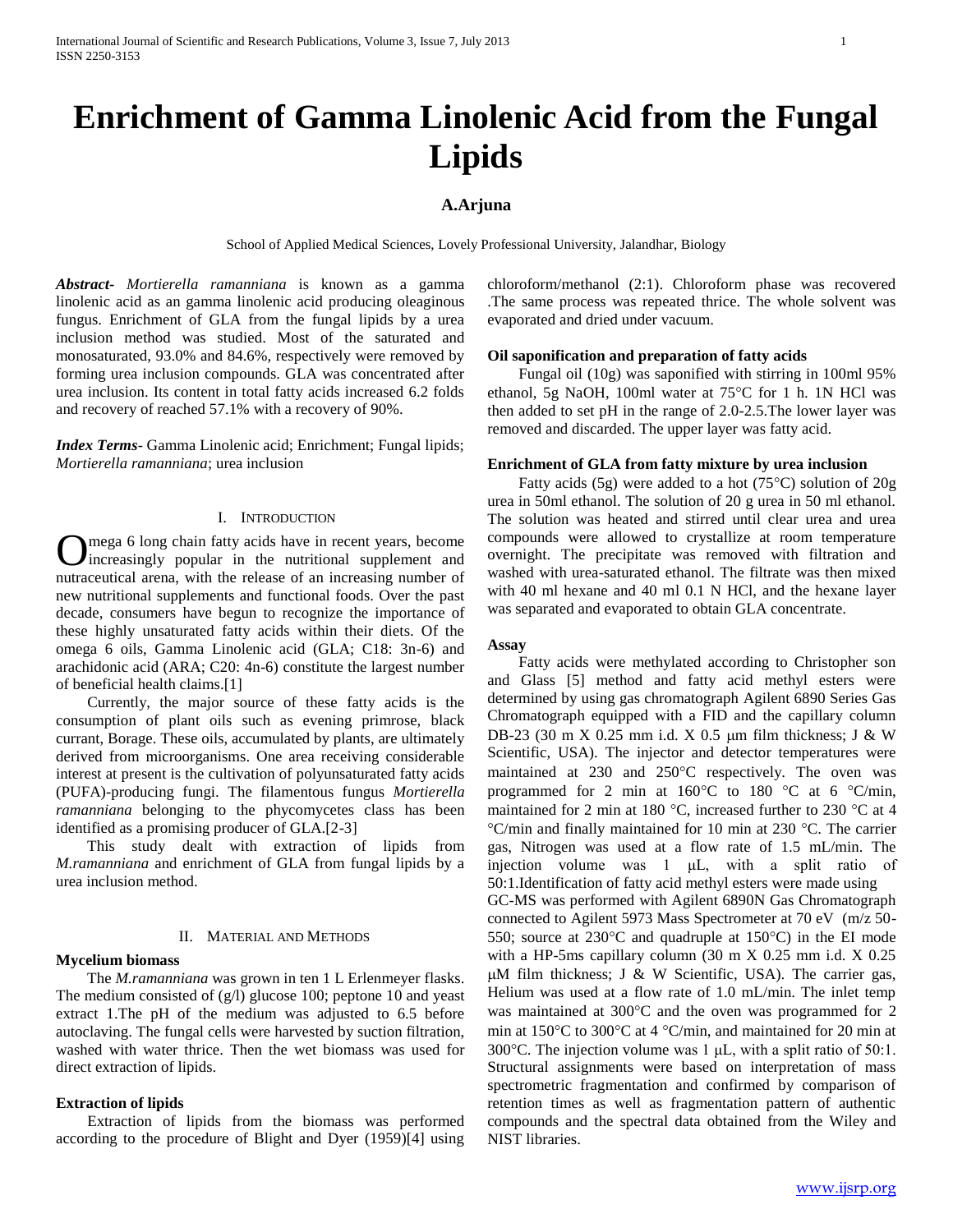# Enrichment of Gamma Linolenic Acid from the Fungal Lipids

**A.Arjuna**

School of Applied Medical Sciences, Lovely Professional University, Jalandhar, Biology

***Abstract***- *Mortierella ramanniana* is known as a gamma linolenic acid as an gamma linolenic acid producing oleaginous fungus. Enrichment of GLA from the fungal lipids by a urea inclusion method was studied. Most of the saturated and monosaturated, 93.0% and 84.6%, respectively were removed by forming urea inclusion compounds. GLA was concentrated after urea inclusion. Its content in total fatty acids increased 6.2 folds and recovery of reached 57.1% with a recovery of 90%.

***Index Terms***- Gamma Linolenic acid; Enrichment; Fungal lipids; *Mortierella ramanniana*; urea inclusion

## I. Introduction

Omega 6 long chain fatty acids have in recent years, become increasingly popular in the nutritional supplement and nutraceutical arena, with the release of an increasing number of new nutritional supplements and functional foods. Over the past decade, consumers have begun to recognize the importance of these highly unsaturated fatty acids within their diets. Of the omega 6 oils, Gamma Linolenic acid (GLA; C18: 3n-6) and arachidonic acid (ARA; C20: 4n-6) constitute the largest number of beneficial health claims.[1]

Currently, the major source of these fatty acids is the consumption of plant oils such as evening primrose, black currant, Borage. These oils, accumulated by plants, are ultimately derived from microorganisms. One area receiving considerable interest at present is the cultivation of polyunsaturated fatty acids (PUFA)-producing fungi. The filamentous fungus *Mortierella ramanniana* belonging to the phycomycetes class has been identified as a promising producer of GLA.[2-3]

This study dealt with extraction of lipids from *M.ramanniana* and enrichment of GLA from fungal lipids by a urea inclusion method.

## II. Material and Methods

### Mycelium biomass

The *M.ramanniana* was grown in ten 1 L Erlenmeyer flasks. The medium consisted of (g/l) glucose 100; peptone 10 and yeast extract 1.The pH of the medium was adjusted to 6.5 before autoclaving. The fungal cells were harvested by suction filtration, washed with water thrice. Then the wet biomass was used for direct extraction of lipids.

### Extraction of lipids

Extraction of lipids from the biomass was performed according to the procedure of Blight and Dyer (1959)[4] using chloroform/methanol (2:1). Chloroform phase was recovered .The same process was repeated thrice. The whole solvent was evaporated and dried under vacuum.

### Oil saponification and preparation of fatty acids

Fungal oil (10g) was saponified with stirring in 100ml 95% ethanol, 5g NaOH, 100ml water at 75°C for 1 h. 1N HCl was then added to set pH in the range of 2.0-2.5.The lower layer was removed and discarded. The upper layer was fatty acid.

### Enrichment of GLA from fatty mixture by urea inclusion

Fatty acids (5g) were added to a hot (75°C) solution of 20g urea in 50ml ethanol. The solution of 20 g urea in 50 ml ethanol. The solution was heated and stirred until clear urea and urea compounds were allowed to crystallize at room temperature overnight. The precipitate was removed with filtration and washed with urea-saturated ethanol. The filtrate was then mixed with 40 ml hexane and 40 ml 0.1 N HCl, and the hexane layer was separated and evaporated to obtain GLA concentrate.

### Assay

Fatty acids were methylated according to Christopher son and Glass [5] method and fatty acid methyl esters were determined by using gas chromatograph Agilent 6890 Series Gas Chromatograph equipped with a FID and the capillary column DB-23 (30 m X 0.25 mm i.d. X 0.5 μm film thickness; J & W Scientific, USA). The injector and detector temperatures were maintained at 230 and 250°C respectively. The oven was programmed for 2 min at 160°C to 180 °C at 6 °C/min, maintained for 2 min at 180 °C, increased further to 230 °C at 4 °C/min and finally maintained for 10 min at 230 °C. The carrier gas, Nitrogen was used at a flow rate of 1.5 mL/min. The injection volume was 1 μL, with a split ratio of 50:1.Identification of fatty acid methyl esters were made using GC-MS was performed with Agilent 6890N Gas Chromatograph connected to Agilent 5973 Mass Spectrometer at 70 eV (m/z 50-550; source at 230°C and quadruple at 150°C) in the EI mode with a HP-5ms capillary column (30 m X 0.25 mm i.d. X 0.25 μM film thickness; J & W Scientific, USA). The carrier gas, Helium was used at a flow rate of 1.0 mL/min. The inlet temp was maintained at 300°C and the oven was programmed for 2 min at 150°C to 300°C at 4 °C/min, and maintained for 20 min at 300°C. The injection volume was 1 μL, with a split ratio of 50:1. Structural assignments were based on interpretation of mass spectrometric fragmentation and confirmed by comparison of retention times as well as fragmentation pattern of authentic compounds and the spectral data obtained from the Wiley and NIST libraries.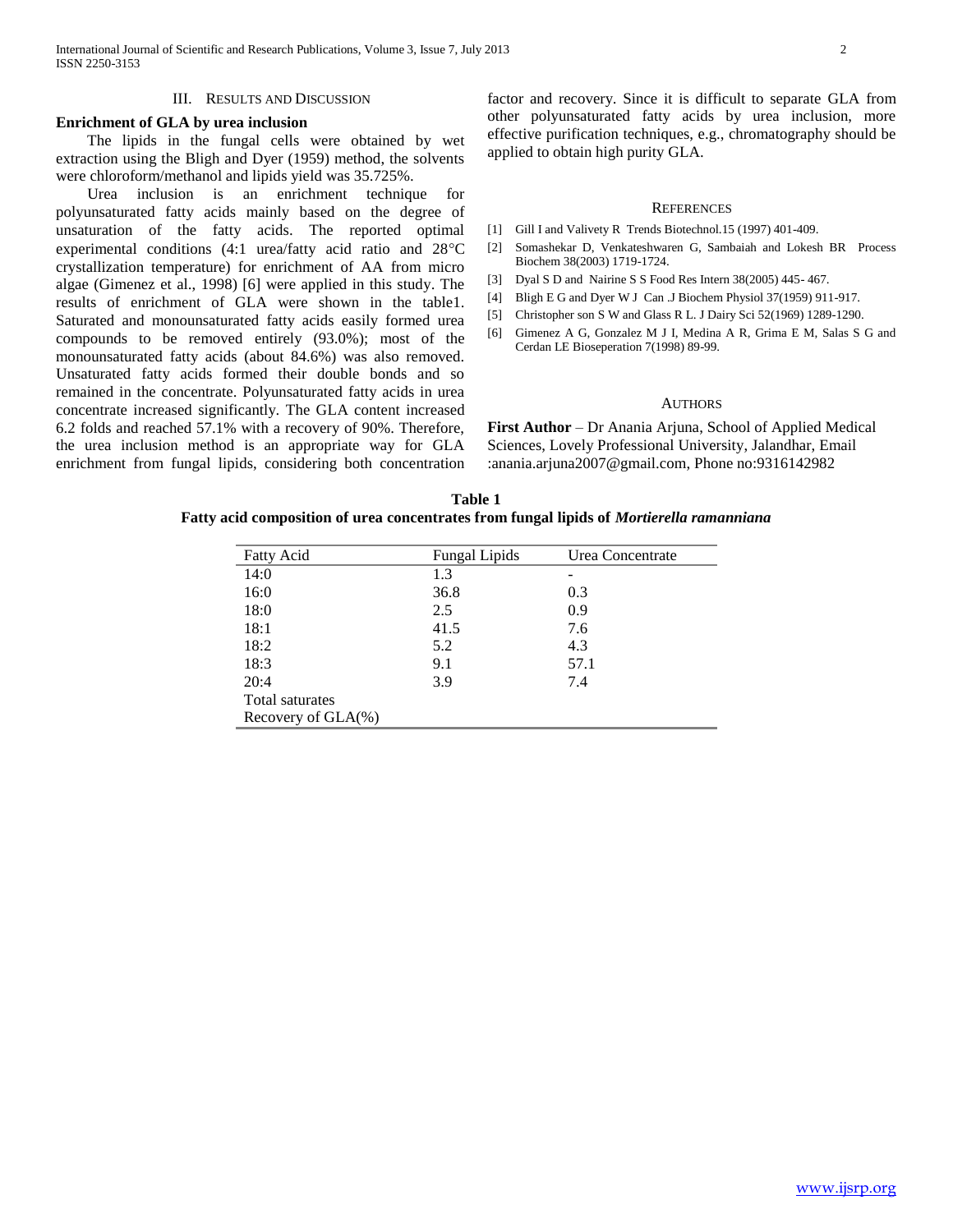## III. Results and Discussion

### Enrichment of GLA by urea inclusion

The lipids in the fungal cells were obtained by wet extraction using the Bligh and Dyer (1959) method, the solvents were chloroform/methanol and lipids yield was 35.725%.

Urea inclusion is an enrichment technique for polyunsaturated fatty acids mainly based on the degree of unsaturation of the fatty acids. The reported optimal experimental conditions (4:1 urea/fatty acid ratio and 28°C crystallization temperature) for enrichment of AA from micro algae (Gimenez et al., 1998) [6] were applied in this study. The results of enrichment of GLA were shown in the table1. Saturated and monounsaturated fatty acids easily formed urea compounds to be removed entirely (93.0%); most of the monounsaturated fatty acids (about 84.6%) was also removed. Unsaturated fatty acids formed their double bonds and so remained in the concentrate. Polyunsaturated fatty acids in urea concentrate increased significantly. The GLA content increased 6.2 folds and reached 57.1% with a recovery of 90%. Therefore, the urea inclusion method is an appropriate way for GLA enrichment from fungal lipids, considering both concentration factor and recovery. Since it is difficult to separate GLA from other polyunsaturated fatty acids by urea inclusion, more effective purification techniques, e.g., chromatography should be applied to obtain high purity GLA.

## References

[1] Gill I and Valivety R Trends Biotechnol.15 (1997) 401-409.

[2] Somashekar D, Venkateshwaren G, Sambaiah and Lokesh BR Process Biochem 38(2003) 1719-1724.

[3] Dyal S D and Nairine S S Food Res Intern 38(2005) 445- 467.

[4] Bligh E G and Dyer W J Can .J Biochem Physiol 37(1959) 911-917.

[5] Christopher son S W and Glass R L. J Dairy Sci 52(1969) 1289-1290.

[6] Gimenez A G, Gonzalez M J I, Medina A R, Grima E M, Salas S G and Cerdan LE Bioseperation 7(1998) 89-99.

## Authors

**First Author** – Dr Anania Arjuna, School of Applied Medical Sciences, Lovely Professional University, Jalandhar, Email :anania.arjuna2007@gmail.com, Phone no:9316142982

**Table 1**
**Fatty acid composition of urea concentrates from fungal lipids of *Mortierella ramanniana***

| Fatty Acid | Fungal Lipids | Urea Concentrate |
|---|---|---|
| 14:0 | 1.3 | - |
| 16:0 | 36.8 | 0.3 |
| 18:0 | 2.5 | 0.9 |
| 18:1 | 41.5 | 7.6 |
| 18:2 | 5.2 | 4.3 |
| 18:3 | 9.1 | 57.1 |
| 20:4 | 3.9 | 7.4 |
| Total saturates | | |
| Recovery of GLA(%) | | |